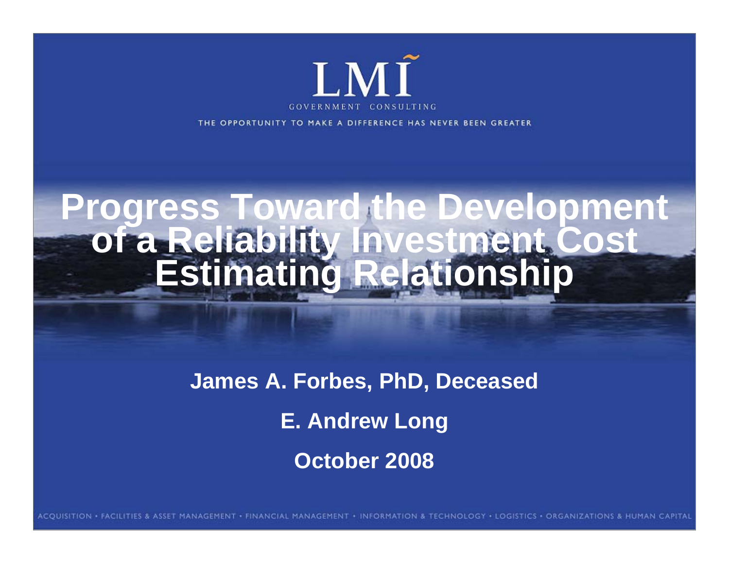LMI

GOVERNMENT CONSULTING

THE OPPORTUNITY TO MAKE A DIFFERENCE HAS NEVER BEEN GREATER

# Progress Toward the Development of a Reliability Investment Cost Estimating Relationship

**James A. Forbes, PhD, Deceased**

**E. Andrew Long**

**October 2008**

ACQUISITION • FACILITIES & ASSET MANAGEMENT • FINANCIAL MANAGEMENT • INFORMATION & TECHNOLOGY • LOGISTICS • ORGANIZATIONS & HUMAN CAPITAL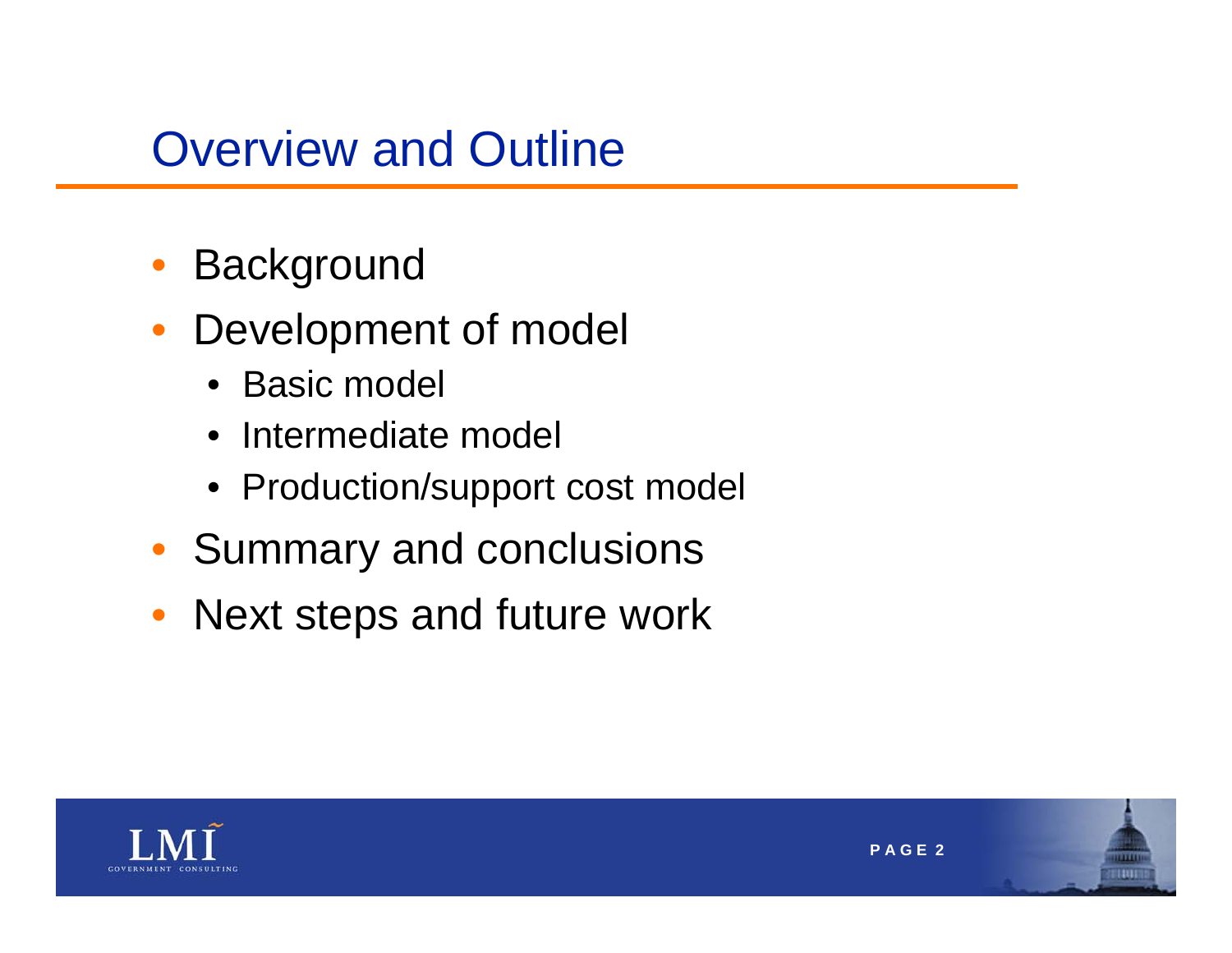# Overview and Outline

- Background
- Development of model
  - Basic model
  - Intermediate model
  - Production/support cost model
- Summary and conclusions
- Next steps and future work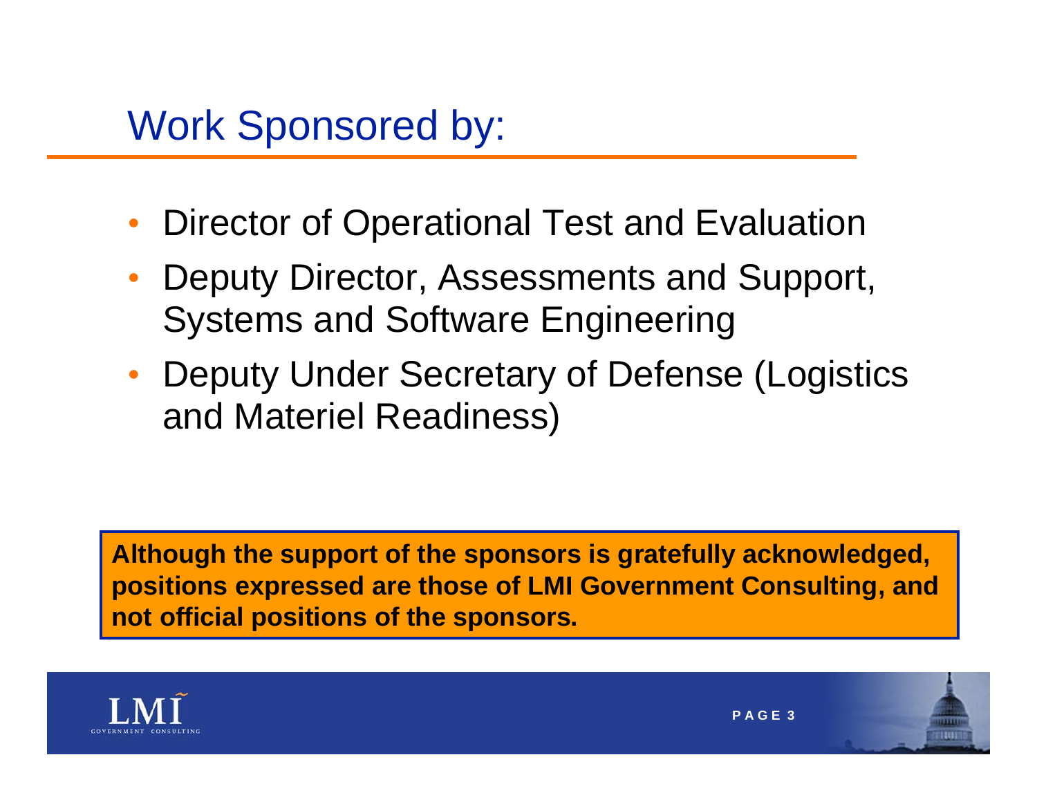# Work Sponsored by:

- Director of Operational Test and Evaluation
- Deputy Director, Assessments and Support, Systems and Software Engineering
- Deputy Under Secretary of Defense (Logistics and Materiel Readiness)

**Although the support of the sponsors is gratefully acknowledged, positions expressed are those of LMI Government Consulting, and not official positions of the sponsors.**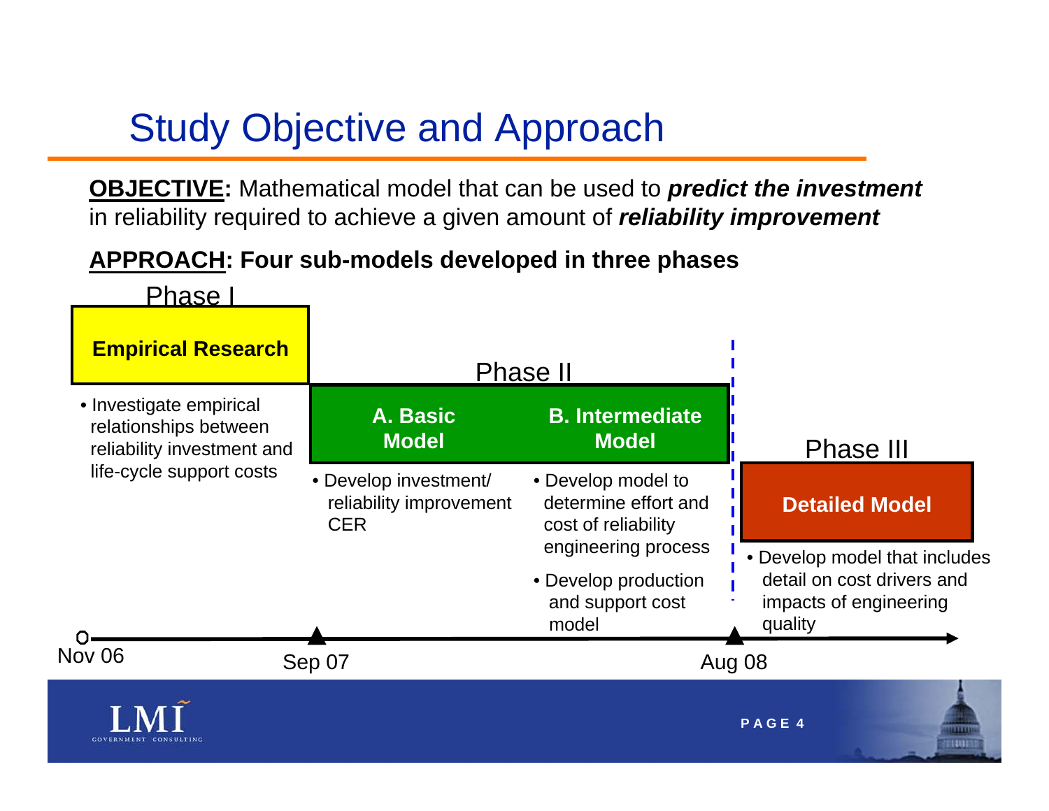# Study Objective and Approach

**OBJECTIVE:** Mathematical model that can be used to ***predict the investment*** in reliability required to achieve a given amount of ***reliability improvement***

**APPROACH: Four sub-models developed in three phases**

### Phase I

**Empirical Research**

- Investigate empirical relationships between reliability investment and life-cycle support costs

### Phase II

**A. Basic Model**

- Develop investment/ reliability improvement CER

**B. Intermediate Model**

- Develop model to determine effort and cost of reliability engineering process
- Develop production and support cost model

### Phase III

**Detailed Model**

- Develop model that includes detail on cost drivers and impacts of engineering quality

Nov 06 — Sep 07 — Aug 08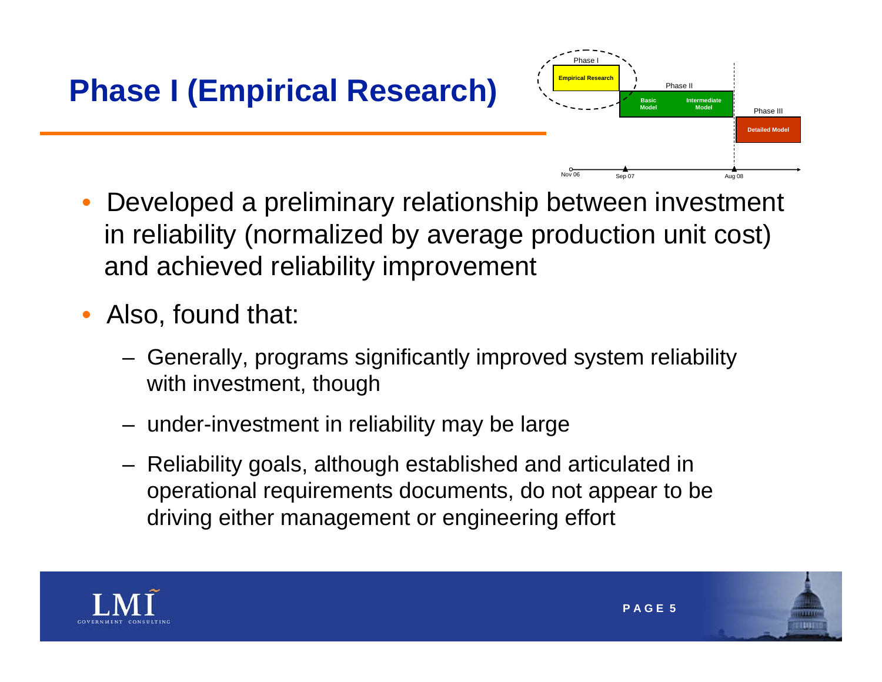# Phase I (Empirical Research)

Phase I

Empirical Research

Phase II

Basic Model

Intermediate Model

Phase III

Detailed Model

Nov 06 | Sep 07 | Aug 08

- Developed a preliminary relationship between investment in reliability (normalized by average production unit cost) and achieved reliability improvement
- Also, found that:
  - Generally, programs significantly improved system reliability with investment, though
  - under-investment in reliability may be large
  - Reliability goals, although established and articulated in operational requirements documents, do not appear to be driving either management or engineering effort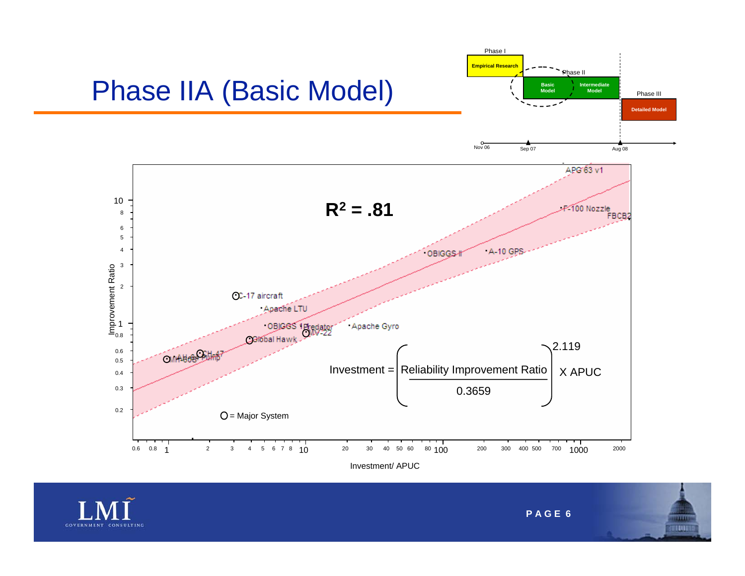# Phase IIA (Basic Model)

Phase I — Empirical Research

Phase II — Basic Model, Intermediate Model

Phase III — Detailed Model

Nov 06 — Sep 07 — Aug 08

$R^2 = .81$

$$\text{Investment} = \left(\frac{\text{Reliability Improvement Ratio}}{0.3659}\right)^{2.119} \times \text{APUC}$$

Improvement Ratio

Investment/ APUC

APG 63 v1, F-100 Nozzle, FBCB2, OBIGGS II, A-10 GPS, C-17 aircraft, Apache LTU, OBIGGS 1, Predator, MV-22, Apache Gyro, Global Hawk, CH-47, AH-64, MH-60S, Pump

O = Major System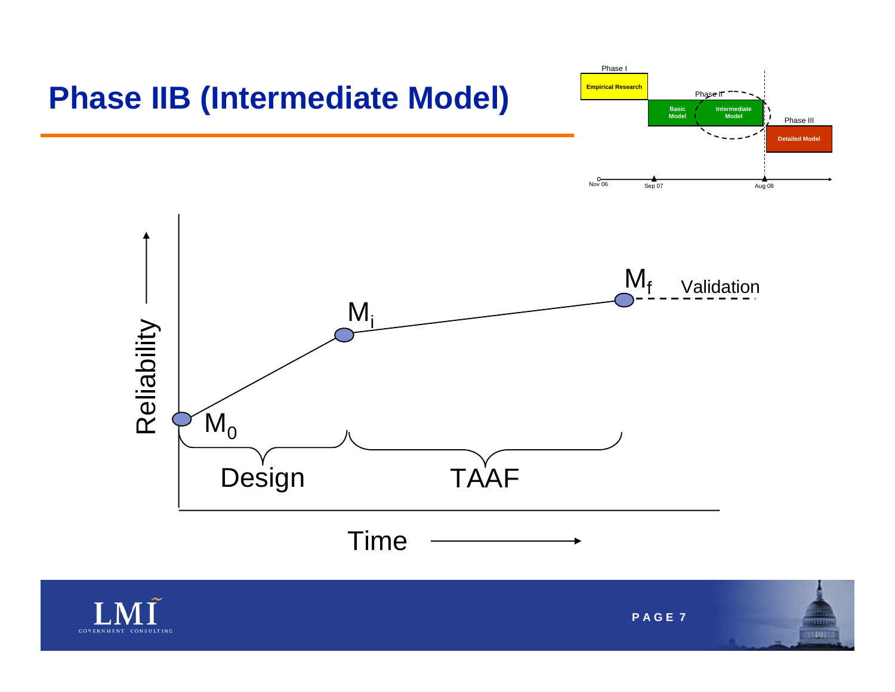# Phase IIB (Intermediate Model)

Phase I

Empirical Research

Phase II

Basic Model

Intermediate Model

Phase III

Detailed Model

Nov 06 Sep 07 Aug 08

Reliability

$M_f$ Validation

$M_i$

$M_0$

Design

TAAF

Time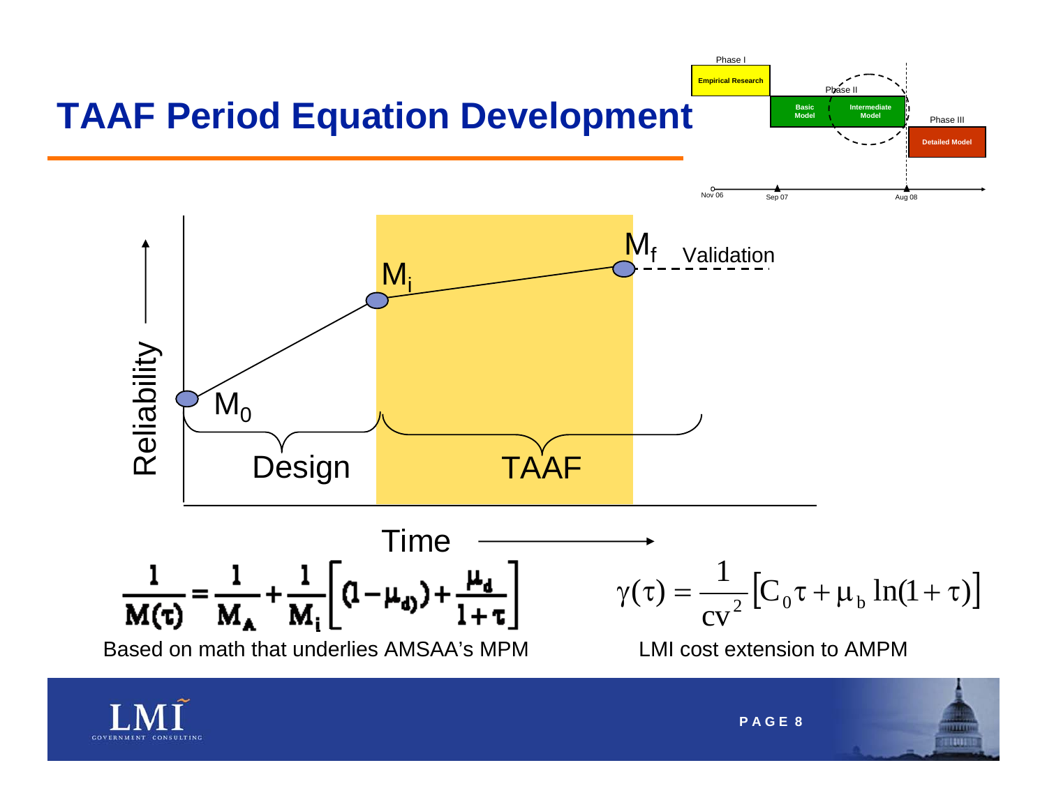# TAAF Period Equation Development

Phase I — Empirical Research
Phase II — Basic Model, Intermediate Model
Phase III — Detailed Model

Nov 06 — Sep 07 — Aug 08

Reliability

$M_0$, $M_i$, $M_f$, Validation

Design — TAAF

Time

$$\frac{1}{M(\tau)} = \frac{1}{M_A} + \frac{1}{M_i}\left[(1-\mu_d) + \frac{\mu_d}{1+\tau}\right]$$

Based on math that underlies AMSAA's MPM

$$\gamma(\tau) = \frac{1}{cv^2}\left[C_0\tau + \mu_b \ln(1+\tau)\right]$$

LMI cost extension to AMPM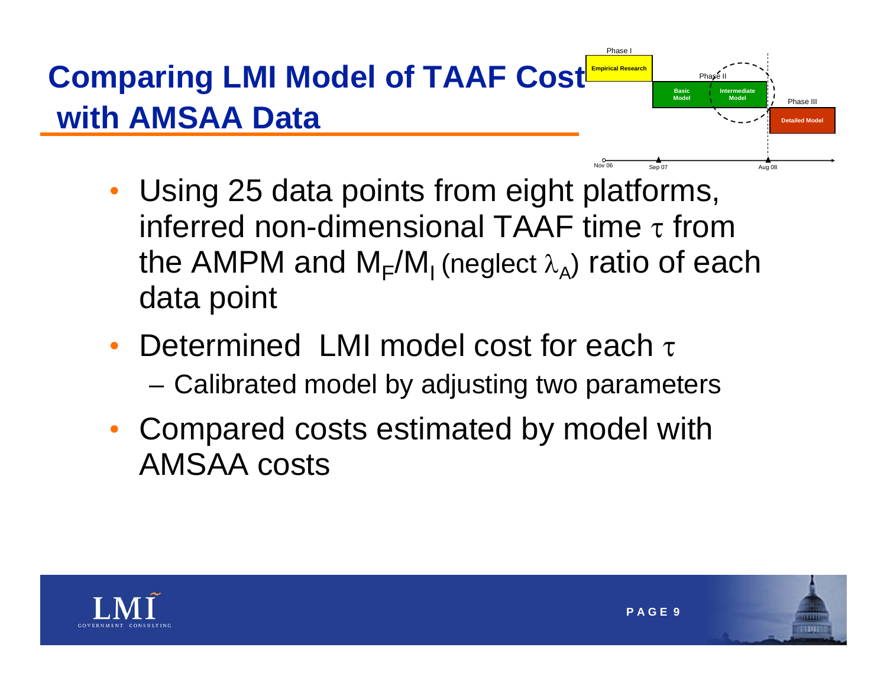# Comparing LMI Model of TAAF Cost with AMSAA Data

Phase I

Empirical Research

Phase II

Basic Model

Intermediate Model

Phase III

Detailed Model

Nov 06 | Sep 07 | Aug 08

- Using 25 data points from eight platforms, inferred non-dimensional TAAF time $\tau$ from the AMPM and $M_F/M_I$ (neglect $\lambda_A$) ratio of each data point
- Determined LMI model cost for each $\tau$
  - Calibrated model by adjusting two parameters
- Compared costs estimated by model with AMSAA costs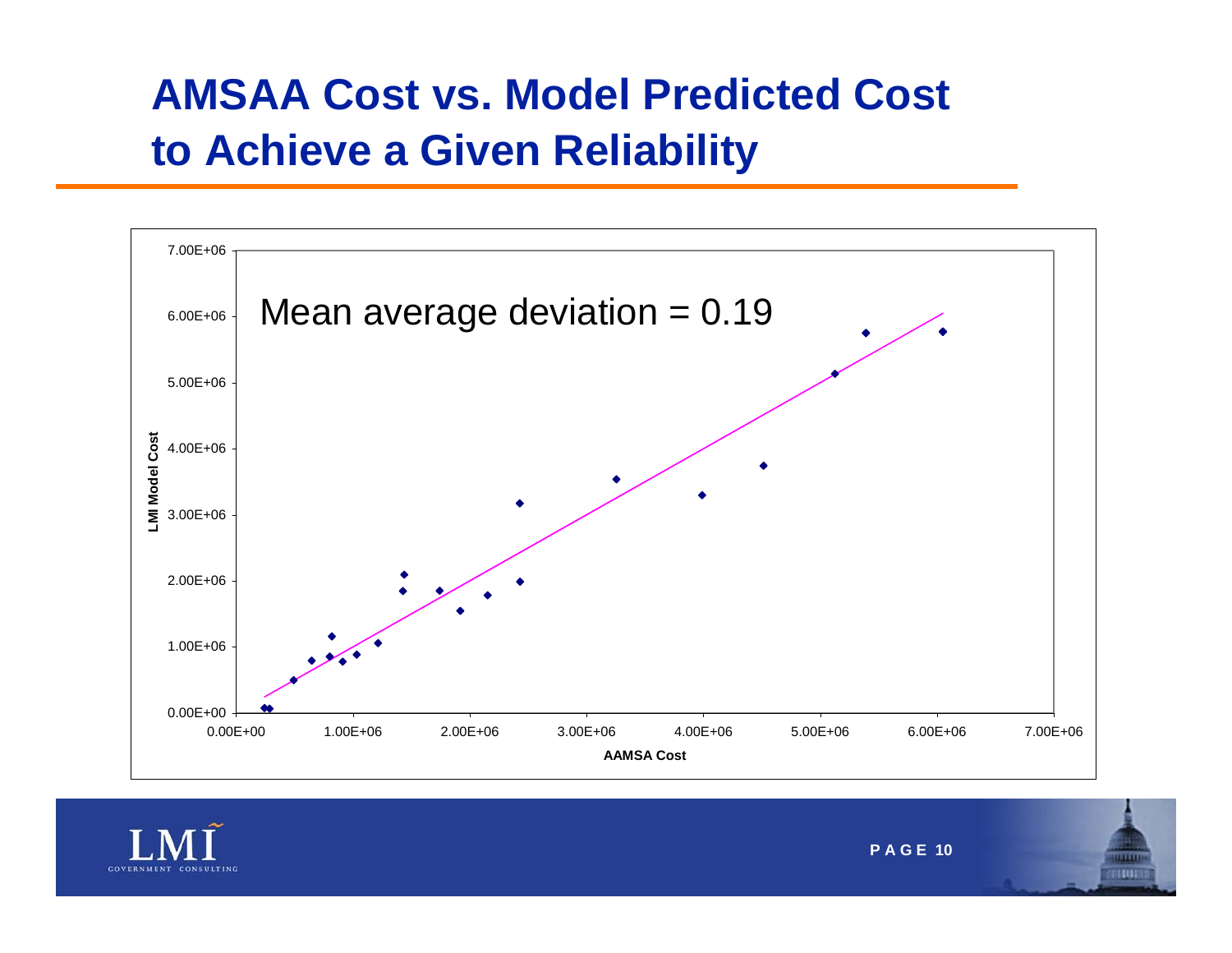# AMSAA Cost vs. Model Predicted Cost to Achieve a Given Reliability

Mean average deviation = 0.19

LMI Model Cost

AAMSA Cost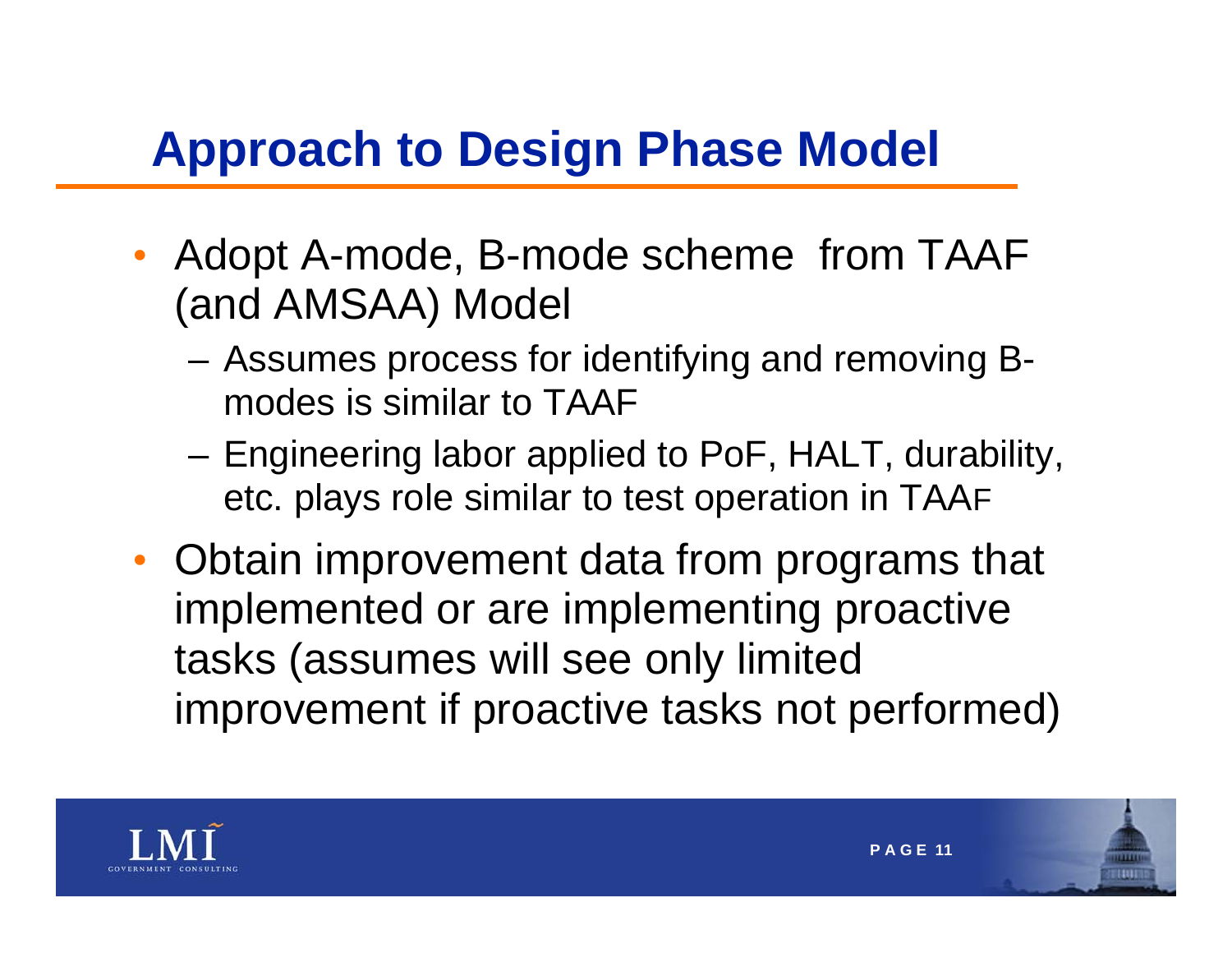# Approach to Design Phase Model

- Adopt A-mode, B-mode scheme from TAAF (and AMSAA) Model
  - Assumes process for identifying and removing B-modes is similar to TAAF
  - Engineering labor applied to PoF, HALT, durability, etc. plays role similar to test operation in TAAF
- Obtain improvement data from programs that implemented or are implementing proactive tasks (assumes will see only limited improvement if proactive tasks not performed)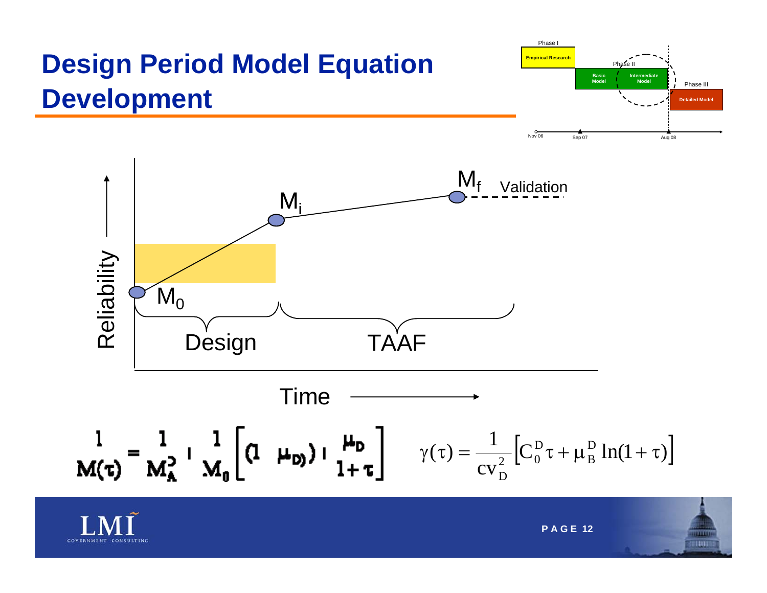# Design Period Model Equation Development

Phase I — Empirical Research

Phase II — Basic Model, Intermediate Model

Phase III — Detailed Model

Nov 06 — Sep 07 — Aug 08

Reliability

$M_0$, $M_i$, $M_f$ — Validation

Design — TAAF

Time

$$\frac{1}{M(\tau)} = \frac{1}{M_A^2} + \frac{1}{M_0}\left[(1 - \mu_D) + \frac{\mu_D}{1+\tau}\right]$$

$$\gamma(\tau) = \frac{1}{cv_D^2}\left[C_0^D \tau + \mu_B^D \ln(1+\tau)\right]$$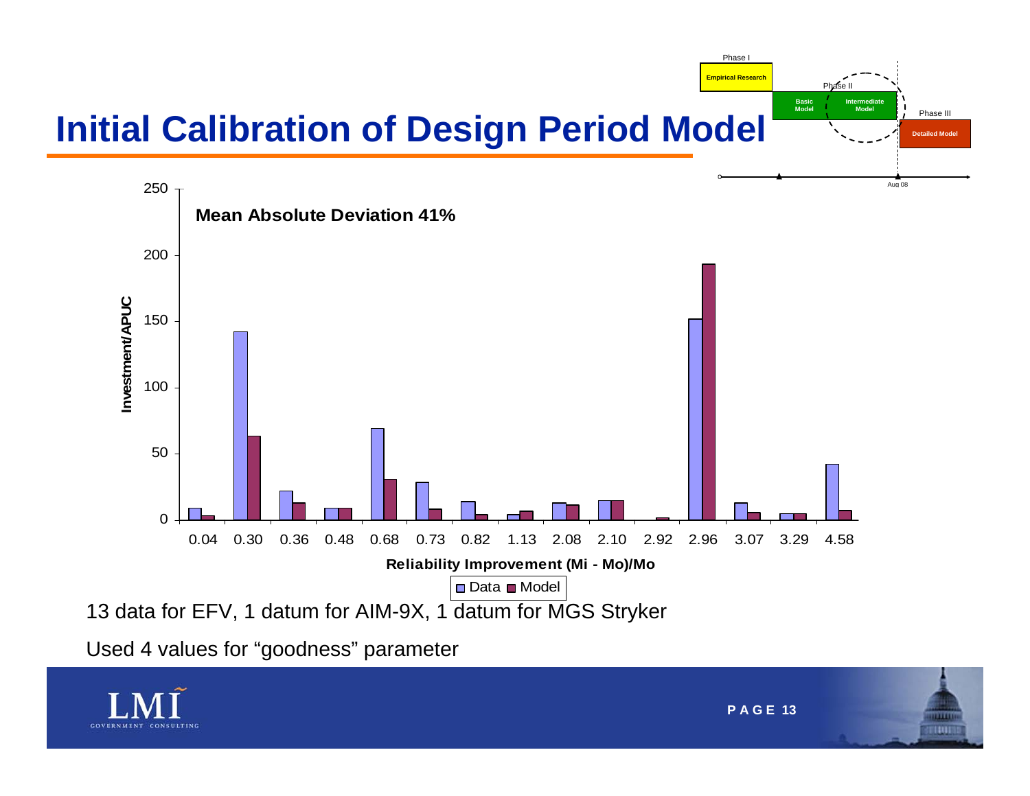# Initial Calibration of Design Period Model

Phase I: Empirical Research → Phase II: Basic Model, Intermediate Model → Phase III: Detailed Model (Aug 08)

**Mean Absolute Deviation 41%**

Investment/APUC vs. Reliability Improvement (Mi - Mo)/Mo

Legend: Data, Model

| Reliability Improvement (Mi - Mo)/Mo | 0.04 | 0.30 | 0.36 | 0.48 | 0.68 | 0.73 | 0.82 | 1.13 | 2.08 | 2.10 | 2.92 | 2.96 | 3.07 | 3.29 | 4.58 |
|---|---|---|---|---|---|---|---|---|---|---|---|---|---|---|---|
| Data | 9 | 142 | 22 | 9 | 69 | 28 | 14 | 4 | 13 | 15 | 0 | 152 | 13 | 5 | 42 |
| Model | 3 | 63 | 13 | 9 | 31 | 8 | 4 | 7 | 11 | 15 | 2 | 193 | 6 | 5 | 7 |

13 data for EFV, 1 datum for AIM-9X, 1 datum for MGS Stryker

Used 4 values for "goodness" parameter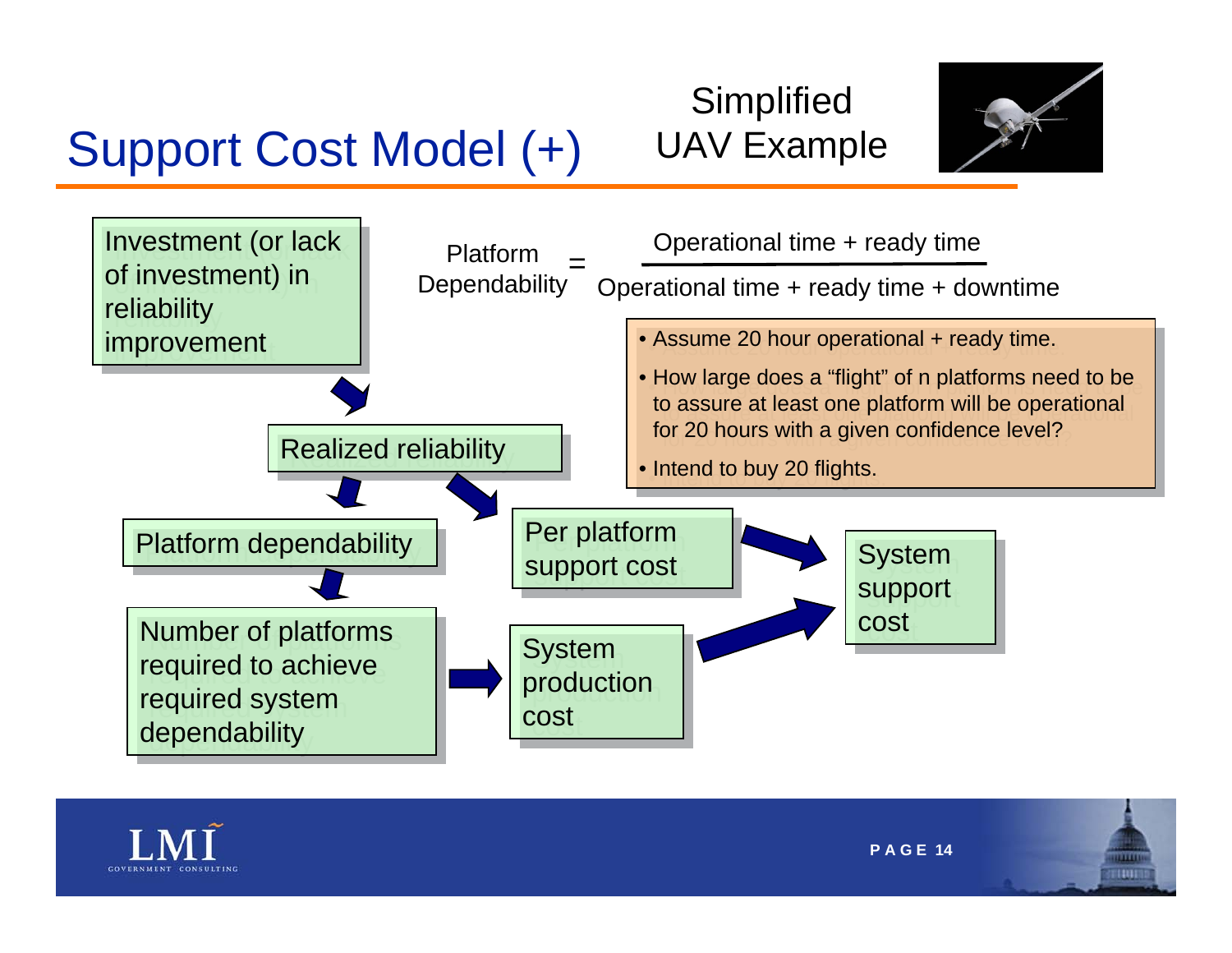# Support Cost Model (+)

Simplified UAV Example

Investment (or lack of investment) in reliability improvement

Realized reliability

Platform dependability

Number of platforms required to achieve required system dependability

Per platform support cost

System production cost

System support cost

$$\text{Platform Dependability} = \frac{\text{Operational time + ready time}}{\text{Operational time + ready time + downtime}}$$

- Assume 20 hour operational + ready time.
- How large does a “flight” of n platforms need to be to assure at least one platform will be operational for 20 hours with a given confidence level?
- Intend to buy 20 flights.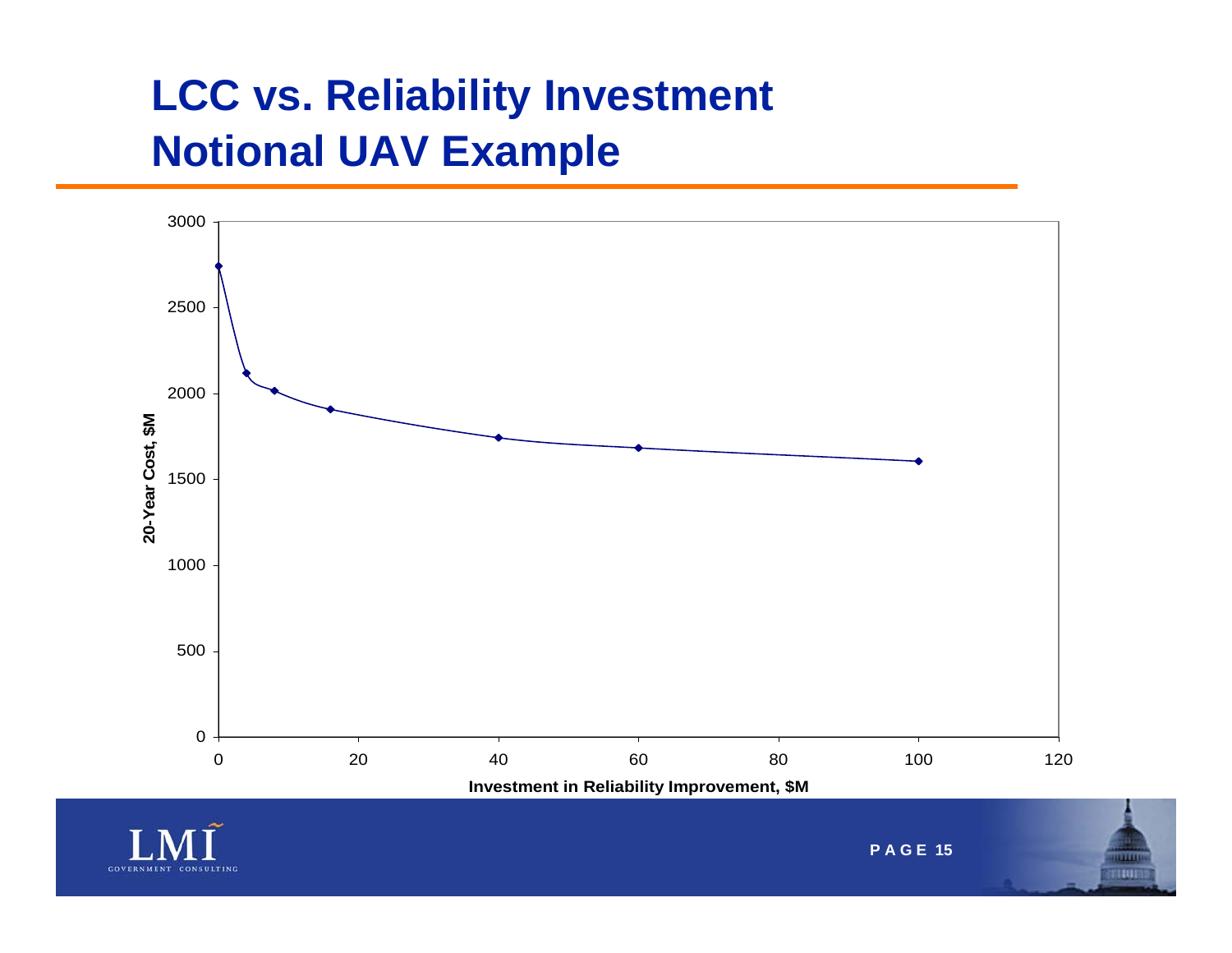# LCC vs. Reliability Investment
# Notional UAV Example

20-Year Cost, $M

3000
2500
2000
1500
1000
500
0

0 20 40 60 80 100 120

Investment in Reliability Improvement, $M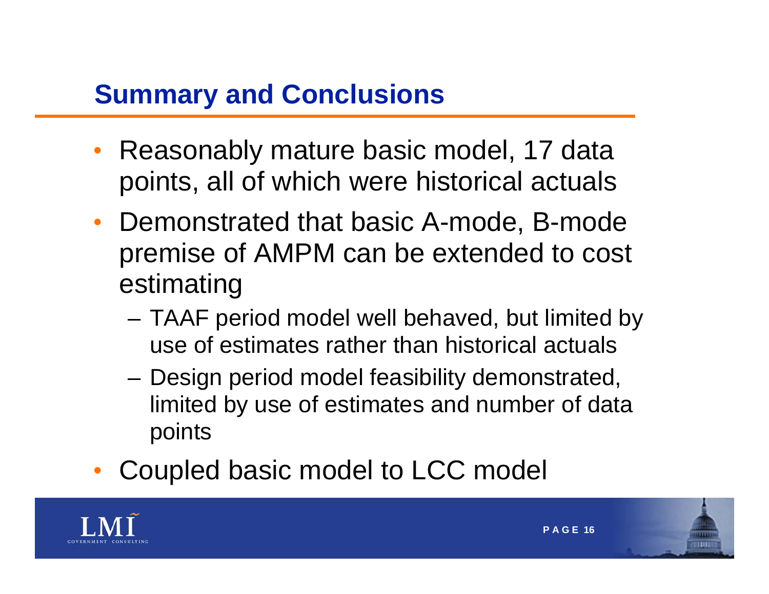## Summary and Conclusions

- Reasonably mature basic model, 17 data points, all of which were historical actuals
- Demonstrated that basic A-mode, B-mode premise of AMPM can be extended to cost estimating
  - TAAF period model well behaved, but limited by use of estimates rather than historical actuals
  - Design period model feasibility demonstrated, limited by use of estimates and number of data points
- Coupled basic model to LCC model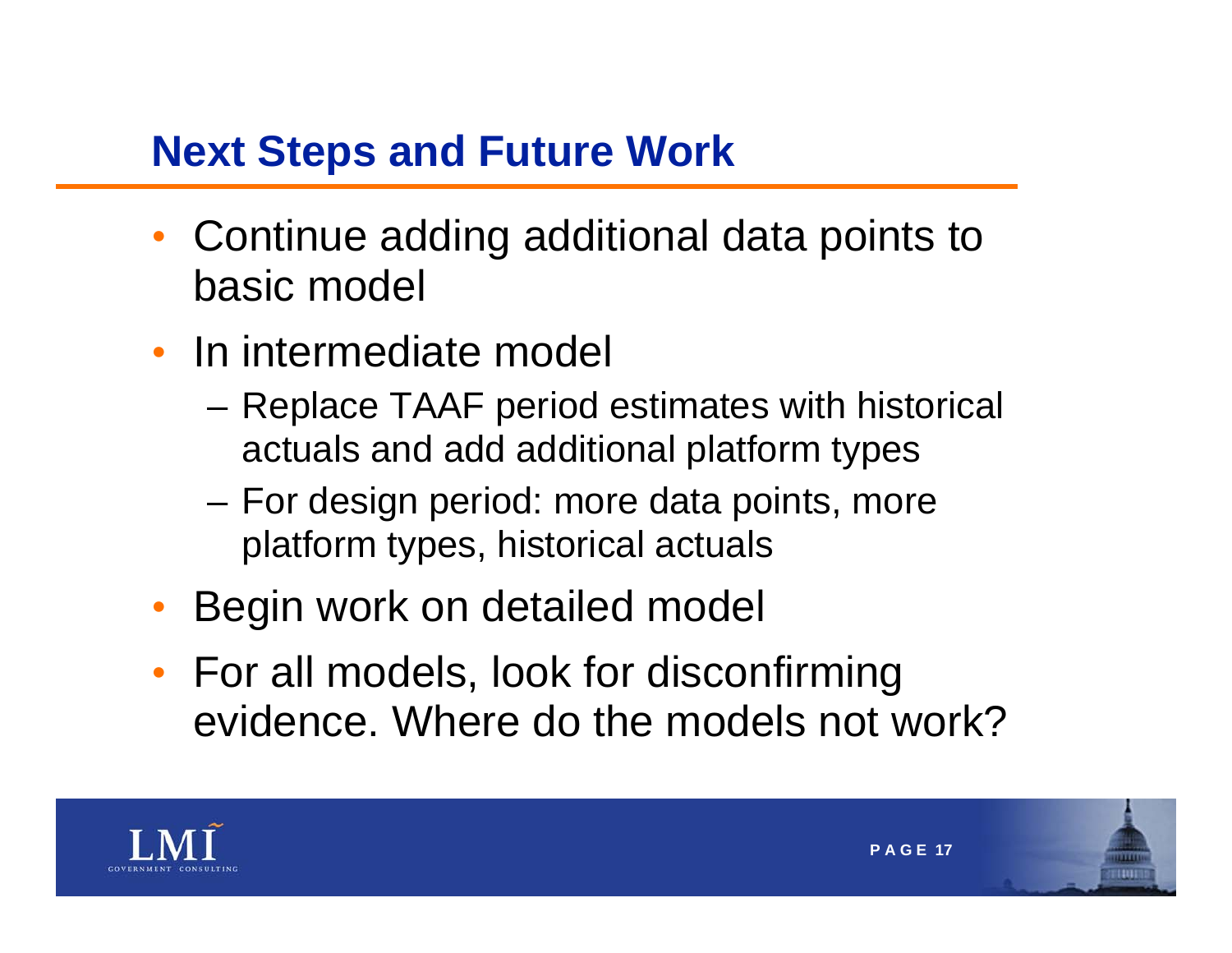## Next Steps and Future Work

- Continue adding additional data points to basic model
- In intermediate model
  - Replace TAAF period estimates with historical actuals and add additional platform types
  - For design period: more data points, more platform types, historical actuals
- Begin work on detailed model
- For all models, look for disconfirming evidence. Where do the models not work?